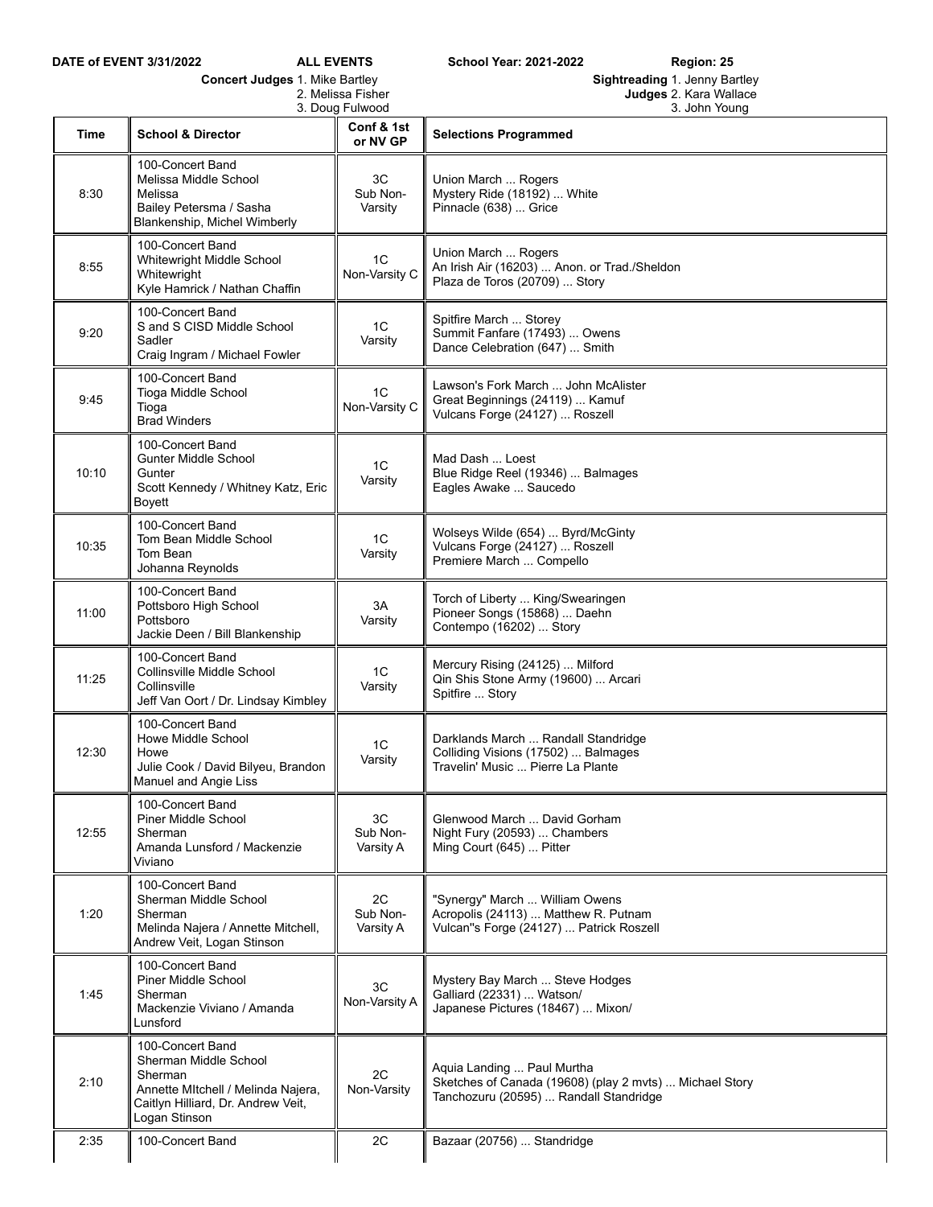**DATE of EVENT 3/31/2022** **ALL EVENTS** **School Year: 2021-2022** **Region: 25**

**Concert Judges** 1. Mike Bartley
2. Melissa Fisher
3. Doug Fulwood

**Sightreading Judges** 1. Jenny Bartley
2. Kara Wallace
3. John Young

| Time | School & Director | Conf & 1st or NV GP | Selections Programmed |
|---|---|---|---|
| 8:30 | 100-Concert Band<br>Melissa Middle School<br>Melissa<br>Bailey Petersma / Sasha Blankenship, Michel Wimberly | 3C<br>Sub Non-Varsity | Union March ... Rogers<br>Mystery Ride (18192) ... White<br>Pinnacle (638) ... Grice |
| 8:55 | 100-Concert Band<br>Whitewright Middle School<br>Whitewright<br>Kyle Hamrick / Nathan Chaffin | 1C<br>Non-Varsity C | Union March ... Rogers<br>An Irish Air (16203) ... Anon. or Trad./Sheldon<br>Plaza de Toros (20709) ... Story |
| 9:20 | 100-Concert Band<br>S and S CISD Middle School<br>Sadler<br>Craig Ingram / Michael Fowler | 1C<br>Varsity | Spitfire March ... Storey<br>Summit Fanfare (17493) ... Owens<br>Dance Celebration (647) ... Smith |
| 9:45 | 100-Concert Band<br>Tioga Middle School<br>Tioga<br>Brad Winders | 1C<br>Non-Varsity C | Lawson's Fork March ... John McAlister<br>Great Beginnings (24119) ... Kamuf<br>Vulcans Forge (24127) ... Roszell |
| 10:10 | 100-Concert Band<br>Gunter Middle School<br>Gunter<br>Scott Kennedy / Whitney Katz, Eric Boyett | 1C<br>Varsity | Mad Dash ... Loest<br>Blue Ridge Reel (19346) ... Balmages<br>Eagles Awake ... Saucedo |
| 10:35 | 100-Concert Band<br>Tom Bean Middle School<br>Tom Bean<br>Johanna Reynolds | 1C<br>Varsity | Wolseys Wilde (654) ... Byrd/McGinty<br>Vulcans Forge (24127) ... Roszell<br>Premiere March ... Compello |
| 11:00 | 100-Concert Band<br>Pottsboro High School<br>Pottsboro<br>Jackie Deen / Bill Blankenship | 3A<br>Varsity | Torch of Liberty ... King/Swearingen<br>Pioneer Songs (15868) ... Daehn<br>Contempo (16202) ... Story |
| 11:25 | 100-Concert Band<br>Collinsville Middle School<br>Collinsville<br>Jeff Van Oort / Dr. Lindsay Kimbley | 1C<br>Varsity | Mercury Rising (24125) ... Milford<br>Qin Shis Stone Army (19600) ... Arcari<br>Spitfire ... Story |
| 12:30 | 100-Concert Band<br>Howe Middle School<br>Howe<br>Julie Cook / David Bilyeu, Brandon Manuel and Angie Liss | 1C<br>Varsity | Darklands March ... Randall Standridge<br>Colliding Visions (17502) ... Balmages<br>Travelin' Music ... Pierre La Plante |
| 12:55 | 100-Concert Band<br>Piner Middle School<br>Sherman<br>Amanda Lunsford / Mackenzie Viviano | 3C<br>Sub Non-Varsity A | Glenwood March ... David Gorham<br>Night Fury (20593) ... Chambers<br>Ming Court (645) ... Pitter |
| 1:20 | 100-Concert Band<br>Sherman Middle School<br>Sherman<br>Melinda Najera / Annette Mitchell, Andrew Veit, Logan Stinson | 2C<br>Sub Non-Varsity A | "Synergy" March ... William Owens<br>Acropolis (24113) ... Matthew R. Putnam<br>Vulcan"s Forge (24127) ... Patrick Roszell |
| 1:45 | 100-Concert Band<br>Piner Middle School<br>Sherman<br>Mackenzie Viviano / Amanda Lunsford | 3C<br>Non-Varsity A | Mystery Bay March ... Steve Hodges<br>Galliard (22331) ... Watson/<br>Japanese Pictures (18467) ... Mixon/ |
| 2:10 | 100-Concert Band<br>Sherman Middle School<br>Sherman<br>Annette MItchell / Melinda Najera, Caitlyn Hilliard, Dr. Andrew Veit, Logan Stinson | 2C<br>Non-Varsity | Aquia Landing ... Paul Murtha<br>Sketches of Canada (19608) (play 2 mvts) ... Michael Story<br>Tanchozuru (20595) ... Randall Standridge |
| 2:35 | 100-Concert Band | 2C | Bazaar (20756) ... Standridge |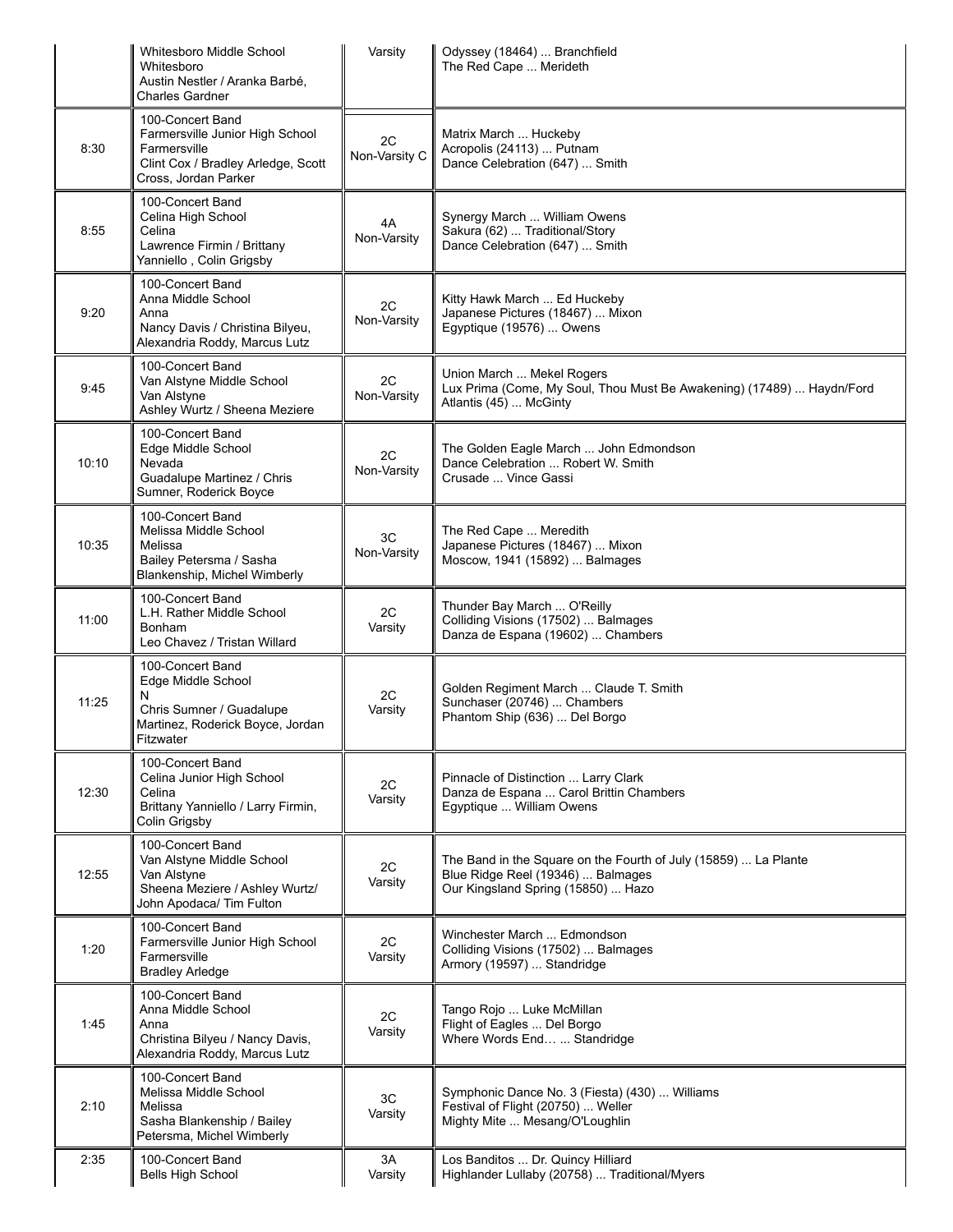| | | | |
|---|---|---|---|
| | Whitesboro Middle School<br>Whitesboro<br>Austin Nestler / Aranka Barbé, Charles Gardner | Varsity | Odyssey (18464) ... Branchfield<br>The Red Cape ... Merideth |
| 8:30 | 100-Concert Band<br>Farmersville Junior High School<br>Farmersville<br>Clint Cox / Bradley Arledge, Scott Cross, Jordan Parker | 2C<br>Non-Varsity C | Matrix March ... Huckeby<br>Acropolis (24113) ... Putnam<br>Dance Celebration (647) ... Smith |
| 8:55 | 100-Concert Band<br>Celina High School<br>Celina<br>Lawrence Firmin / Brittany Yanniello , Colin Grigsby | 4A<br>Non-Varsity | Synergy March ... William Owens<br>Sakura (62) ... Traditional/Story<br>Dance Celebration (647) ... Smith |
| 9:20 | 100-Concert Band<br>Anna Middle School<br>Anna<br>Nancy Davis / Christina Bilyeu, Alexandria Roddy, Marcus Lutz | 2C<br>Non-Varsity | Kitty Hawk March ... Ed Huckeby<br>Japanese Pictures (18467) ... Mixon<br>Egyptique (19576) ... Owens |
| 9:45 | 100-Concert Band<br>Van Alstyne Middle School<br>Van Alstyne<br>Ashley Wurtz / Sheena Meziere | 2C<br>Non-Varsity | Union March ... Mekel Rogers<br>Lux Prima (Come, My Soul, Thou Must Be Awakening) (17489) ... Haydn/Ford<br>Atlantis (45) ... McGinty |
| 10:10 | 100-Concert Band<br>Edge Middle School<br>Nevada<br>Guadalupe Martinez / Chris Sumner, Roderick Boyce | 2C<br>Non-Varsity | The Golden Eagle March ... John Edmondson<br>Dance Celebration ... Robert W. Smith<br>Crusade ... Vince Gassi |
| 10:35 | 100-Concert Band<br>Melissa Middle School<br>Melissa<br>Bailey Petersma / Sasha Blankenship, Michel Wimberly | 3C<br>Non-Varsity | The Red Cape ... Meredith<br>Japanese Pictures (18467) ... Mixon<br>Moscow, 1941 (15892) ... Balmages |
| 11:00 | 100-Concert Band<br>L.H. Rather Middle School<br>Bonham<br>Leo Chavez / Tristan Willard | 2C<br>Varsity | Thunder Bay March ... O'Reilly<br>Colliding Visions (17502) ... Balmages<br>Danza de Espana (19602) ... Chambers |
| 11:25 | 100-Concert Band<br>Edge Middle School<br>N<br>Chris Sumner / Guadalupe Martinez, Roderick Boyce, Jordan Fitzwater | 2C<br>Varsity | Golden Regiment March ... Claude T. Smith<br>Sunchaser (20746) ... Chambers<br>Phantom Ship (636) ... Del Borgo |
| 12:30 | 100-Concert Band<br>Celina Junior High School<br>Celina<br>Brittany Yanniello / Larry Firmin, Colin Grigsby | 2C<br>Varsity | Pinnacle of Distinction ... Larry Clark<br>Danza de Espana ... Carol Brittin Chambers<br>Egyptique ... William Owens |
| 12:55 | 100-Concert Band<br>Van Alstyne Middle School<br>Van Alstyne<br>Sheena Meziere / Ashley Wurtz/ John Apodaca/ Tim Fulton | 2C<br>Varsity | The Band in the Square on the Fourth of July (15859) ... La Plante<br>Blue Ridge Reel (19346) ... Balmages<br>Our Kingsland Spring (15850) ... Hazo |
| 1:20 | 100-Concert Band<br>Farmersville Junior High School<br>Farmersville<br>Bradley Arledge | 2C<br>Varsity | Winchester March ... Edmondson<br>Colliding Visions (17502) ... Balmages<br>Armory (19597) ... Standridge |
| 1:45 | 100-Concert Band<br>Anna Middle School<br>Anna<br>Christina Bilyeu / Nancy Davis, Alexandria Roddy, Marcus Lutz | 2C<br>Varsity | Tango Rojo ... Luke McMillan<br>Flight of Eagles ... Del Borgo<br>Where Words End… ... Standridge |
| 2:10 | 100-Concert Band<br>Melissa Middle School<br>Melissa<br>Sasha Blankenship / Bailey Petersma, Michel Wimberly | 3C<br>Varsity | Symphonic Dance No. 3 (Fiesta) (430) ... Williams<br>Festival of Flight (20750) ... Weller<br>Mighty Mite ... Mesang/O'Loughlin |
| 2:35 | 100-Concert Band<br>Bells High School | 3A<br>Varsity | Los Banditos ... Dr. Quincy Hilliard<br>Highlander Lullaby (20758) ... Traditional/Myers |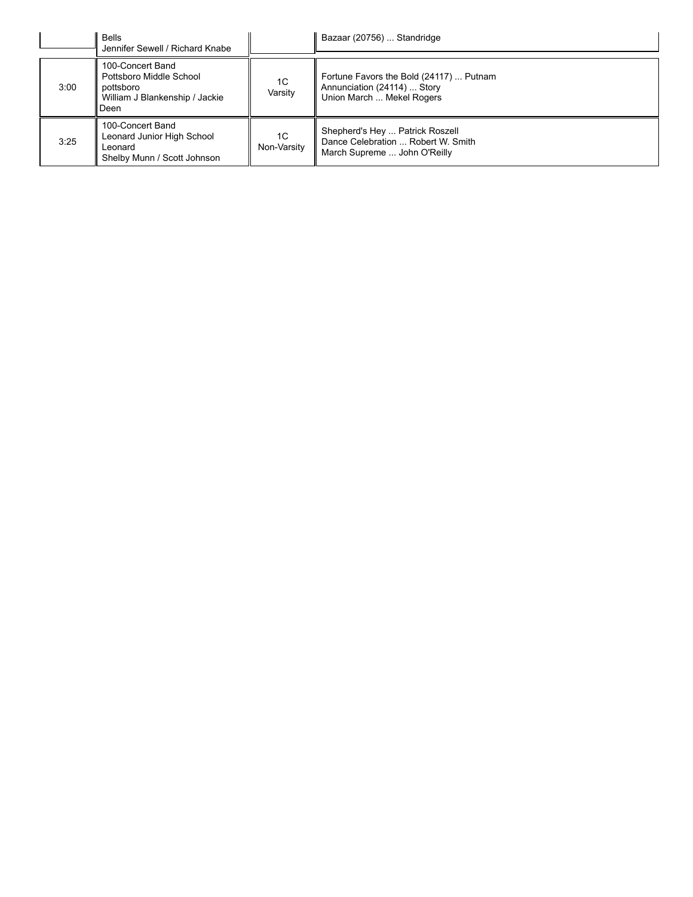| | | | |
|---|---|---|---|
| | Bells<br>Jennifer Sewell / Richard Knabe | | Bazaar (20756) ... Standridge |
| 3:00 | 100-Concert Band<br>Pottsboro Middle School<br>pottsboro<br>William J Blankenship / Jackie Deen | 1C<br>Varsity | Fortune Favors the Bold (24117) ... Putnam<br>Annunciation (24114) ... Story<br>Union March ... Mekel Rogers |
| 3:25 | 100-Concert Band<br>Leonard Junior High School<br>Leonard<br>Shelby Munn / Scott Johnson | 1C<br>Non-Varsity | Shepherd's Hey ... Patrick Roszell<br>Dance Celebration ... Robert W. Smith<br>March Supreme ... John O'Reilly |